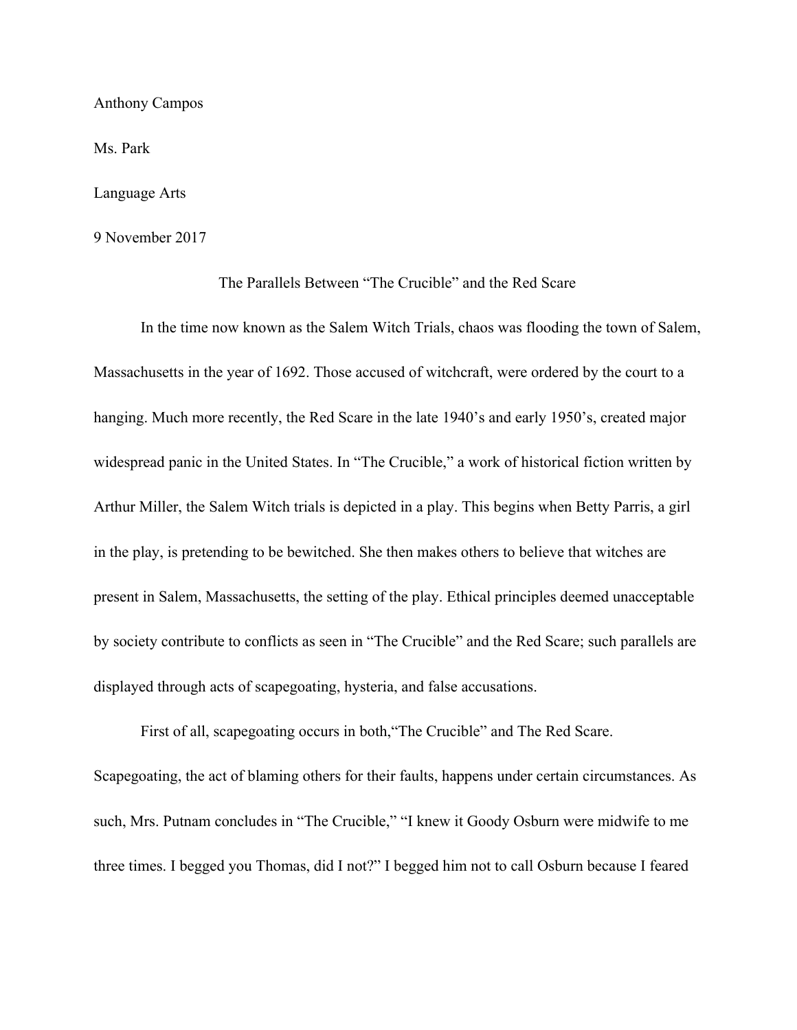Anthony Campos

Ms. Park

Language Arts

9 November 2017

# The Parallels Between "The Crucible" and the Red Scare

In the time now known as the Salem Witch Trials, chaos was flooding the town of Salem, Massachusetts in the year of 1692. Those accused of witchcraft, were ordered by the court to a hanging. Much more recently, the Red Scare in the late 1940's and early 1950's, created major widespread panic in the United States. In "The Crucible," a work of historical fiction written by Arthur Miller, the Salem Witch trials is depicted in a play. This begins when Betty Parris, a girl in the play, is pretending to be bewitched. She then makes others to believe that witches are present in Salem, Massachusetts, the setting of the play. Ethical principles deemed unacceptable by society contribute to conflicts as seen in "The Crucible" and the Red Scare; such parallels are displayed through acts of scapegoating, hysteria, and false accusations.

First of all, scapegoating occurs in both,"The Crucible" and The Red Scare. Scapegoating, the act of blaming others for their faults, happens under certain circumstances. As such, Mrs. Putnam concludes in "The Crucible," "I knew it Goody Osburn were midwife to me three times. I begged you Thomas, did I not?" I begged him not to call Osburn because I feared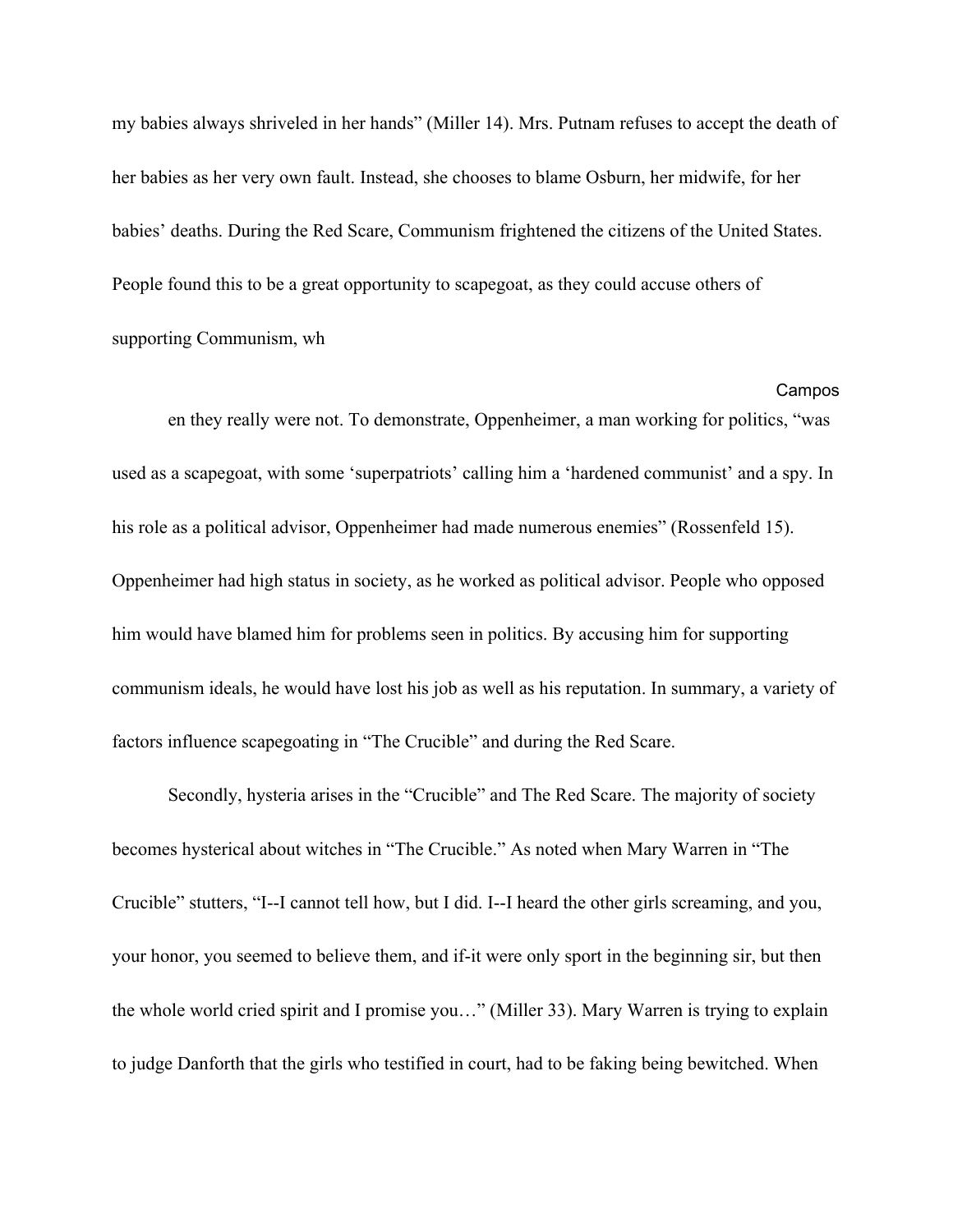my babies always shriveled in her hands" (Miller 14). Mrs. Putnam refuses to accept the death of her babies as her very own fault. Instead, she chooses to blame Osburn, her midwife, for her babies' deaths. During the Red Scare, Communism frightened the citizens of the United States. People found this to be a great opportunity to scapegoat, as they could accuse others of supporting Communism, wh

en they really were not. To demonstrate, Oppenheimer, a man working for politics, "was used as a scapegoat, with some 'superpatriots' calling him a 'hardened communist' and a spy. In his role as a political advisor, Oppenheimer had made numerous enemies" (Rossenfeld 15). Oppenheimer had high status in society, as he worked as political advisor. People who opposed him would have blamed him for problems seen in politics. By accusing him for supporting communism ideals, he would have lost his job as well as his reputation. In summary, a variety of factors influence scapegoating in "The Crucible" and during the Red Scare.

Secondly, hysteria arises in the "Crucible" and The Red Scare. The majority of society becomes hysterical about witches in "The Crucible." As noted when Mary Warren in "The Crucible" stutters, "I--I cannot tell how, but I did. I--I heard the other girls screaming, and you, your honor, you seemed to believe them, and if-it were only sport in the beginning sir, but then the whole world cried spirit and I promise you…" (Miller 33). Mary Warren is trying to explain to judge Danforth that the girls who testified in court, had to be faking being bewitched. When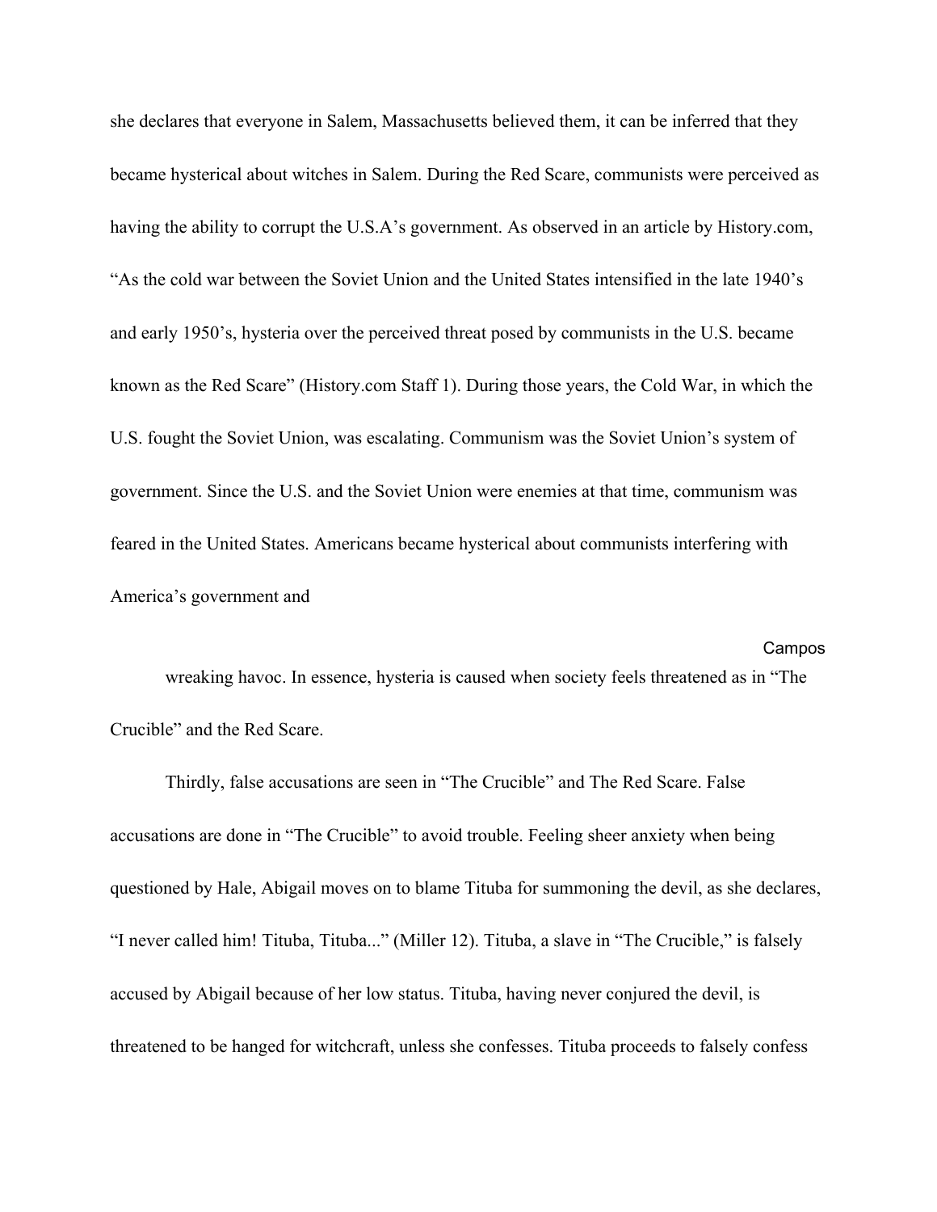she declares that everyone in Salem, Massachusetts believed them, it can be inferred that they became hysterical about witches in Salem. During the Red Scare, communists were perceived as having the ability to corrupt the U.S.A's government. As observed in an article by History.com, "As the cold war between the Soviet Union and the United States intensified in the late 1940's and early 1950's, hysteria over the perceived threat posed by communists in the U.S. became known as the Red Scare" (History.com Staff 1). During those years, the Cold War, in which the U.S. fought the Soviet Union, was escalating. Communism was the Soviet Union's system of government. Since the U.S. and the Soviet Union were enemies at that time, communism was feared in the United States. Americans became hysterical about communists interfering with America's government and

wreaking havoc. In essence, hysteria is caused when society feels threatened as in "The Crucible" and the Red Scare.

Thirdly, false accusations are seen in "The Crucible" and The Red Scare. False accusations are done in "The Crucible" to avoid trouble. Feeling sheer anxiety when being questioned by Hale, Abigail moves on to blame Tituba for summoning the devil, as she declares, "I never called him! Tituba, Tituba..." (Miller 12). Tituba, a slave in "The Crucible," is falsely accused by Abigail because of her low status. Tituba, having never conjured the devil, is threatened to be hanged for witchcraft, unless she confesses. Tituba proceeds to falsely confess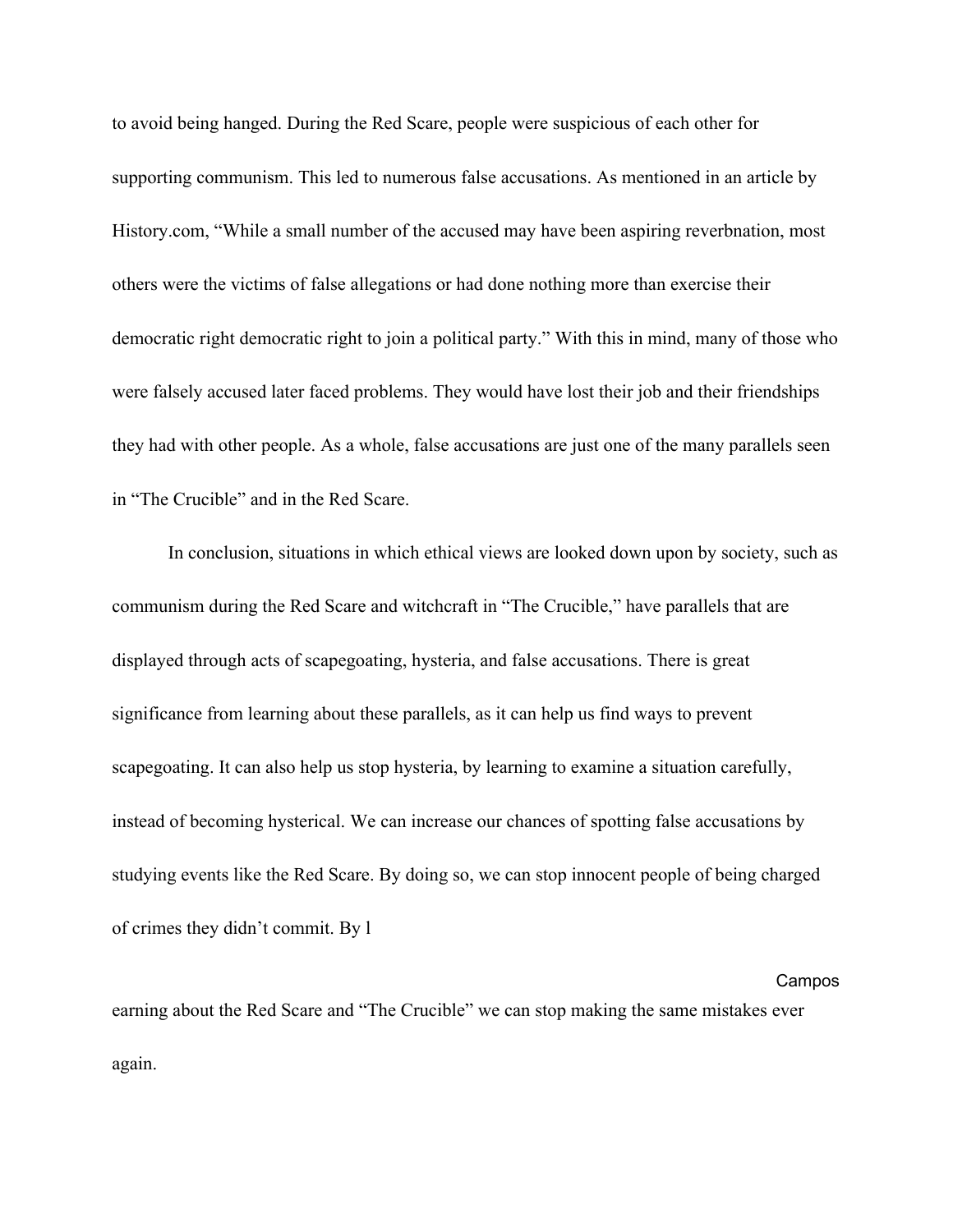to avoid being hanged. During the Red Scare, people were suspicious of each other for supporting communism. This led to numerous false accusations. As mentioned in an article by History.com, "While a small number of the accused may have been aspiring reverbnation, most others were the victims of false allegations or had done nothing more than exercise their democratic right democratic right to join a political party." With this in mind, many of those who were falsely accused later faced problems. They would have lost their job and their friendships they had with other people. As a whole, false accusations are just one of the many parallels seen in "The Crucible" and in the Red Scare.

In conclusion, situations in which ethical views are looked down upon by society, such as communism during the Red Scare and witchcraft in "The Crucible," have parallels that are displayed through acts of scapegoating, hysteria, and false accusations. There is great significance from learning about these parallels, as it can help us find ways to prevent scapegoating. It can also help us stop hysteria, by learning to examine a situation carefully, instead of becoming hysterical. We can increase our chances of spotting false accusations by studying events like the Red Scare. By doing so, we can stop innocent people of being charged of crimes they didn't commit. By l

earning about the Red Scare and "The Crucible" we can stop making the same mistakes ever again.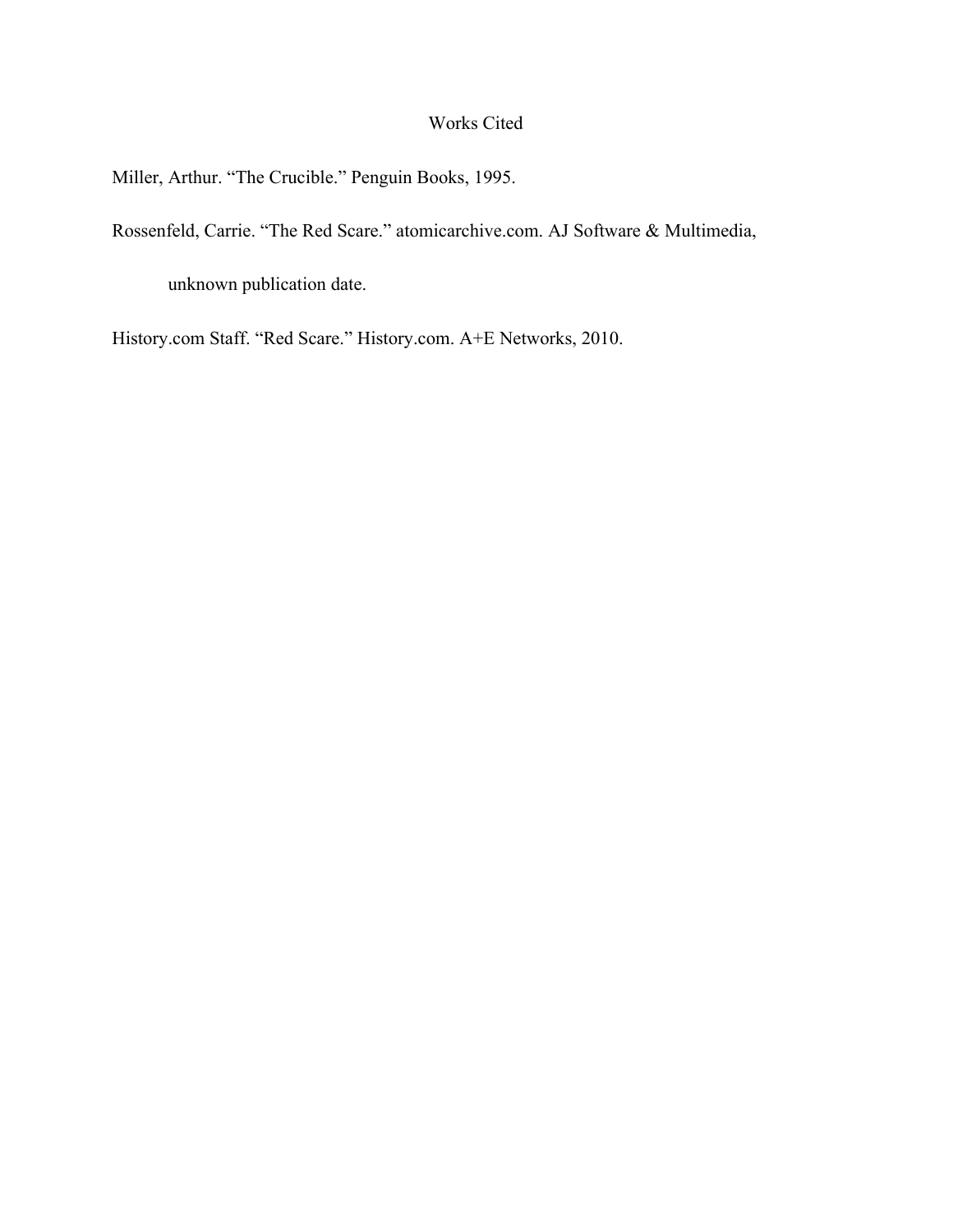# Works Cited

Miller, Arthur. “The Crucible.” Penguin Books, 1995.

Rossenfeld, Carrie. “The Red Scare.” atomicarchive.com. AJ Software & Multimedia, unknown publication date.

History.com Staff. “Red Scare.” History.com. A+E Networks, 2010.